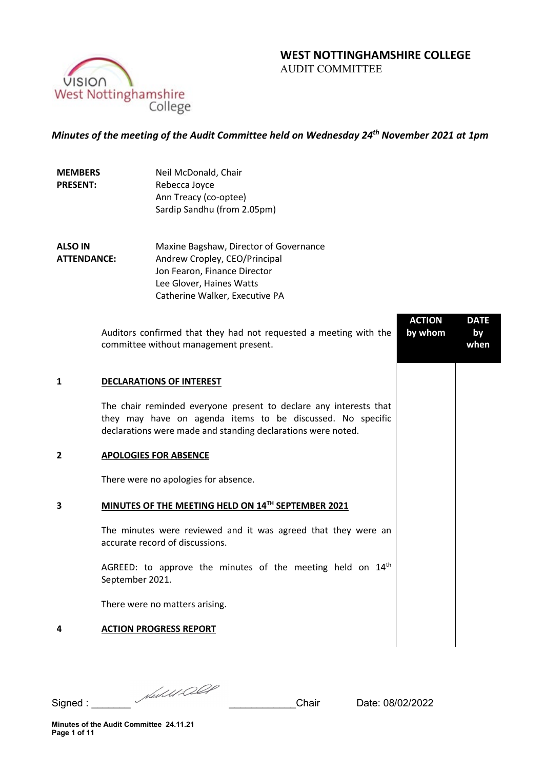# WEST NOTTINGHAMSHIRE COLLEGE
AUDIT COMMITTEE

*Minutes of the meeting of the Audit Committee held on Wednesday 24th November 2021 at 1pm*

| | |
|---|---|
| **MEMBERS PRESENT:** | Neil McDonald, Chair<br>Rebecca Joyce<br>Ann Treacy (co-optee)<br>Sardip Sandhu (from 2.05pm) |
| **ALSO IN ATTENDANCE:** | Maxine Bagshaw, Director of Governance<br>Andrew Cropley, CEO/Principal<br>Jon Fearon, Finance Director<br>Lee Glover, Haines Watts<br>Catherine Walker, Executive PA |

| | | ACTION by whom | DATE by when |
|---|---|---|---|
| | Auditors confirmed that they had not requested a meeting with the committee without management present. | | |
| **1** | **DECLARATIONS OF INTEREST** | | |
| | The chair reminded everyone present to declare any interests that they may have on agenda items to be discussed. No specific declarations were made and standing declarations were noted. | | |
| **2** | **APOLOGIES FOR ABSENCE** | | |
| | There were no apologies for absence. | | |
| **3** | **MINUTES OF THE MEETING HELD ON 14TH SEPTEMBER 2021** | | |
| | The minutes were reviewed and it was agreed that they were an accurate record of discussions. | | |
| | AGREED: to approve the minutes of the meeting held on 14th September 2021. | | |
| | There were no matters arising. | | |
| **4** | **ACTION PROGRESS REPORT** | | |

Signed : _______ ____________ Chair Date: 08/02/2022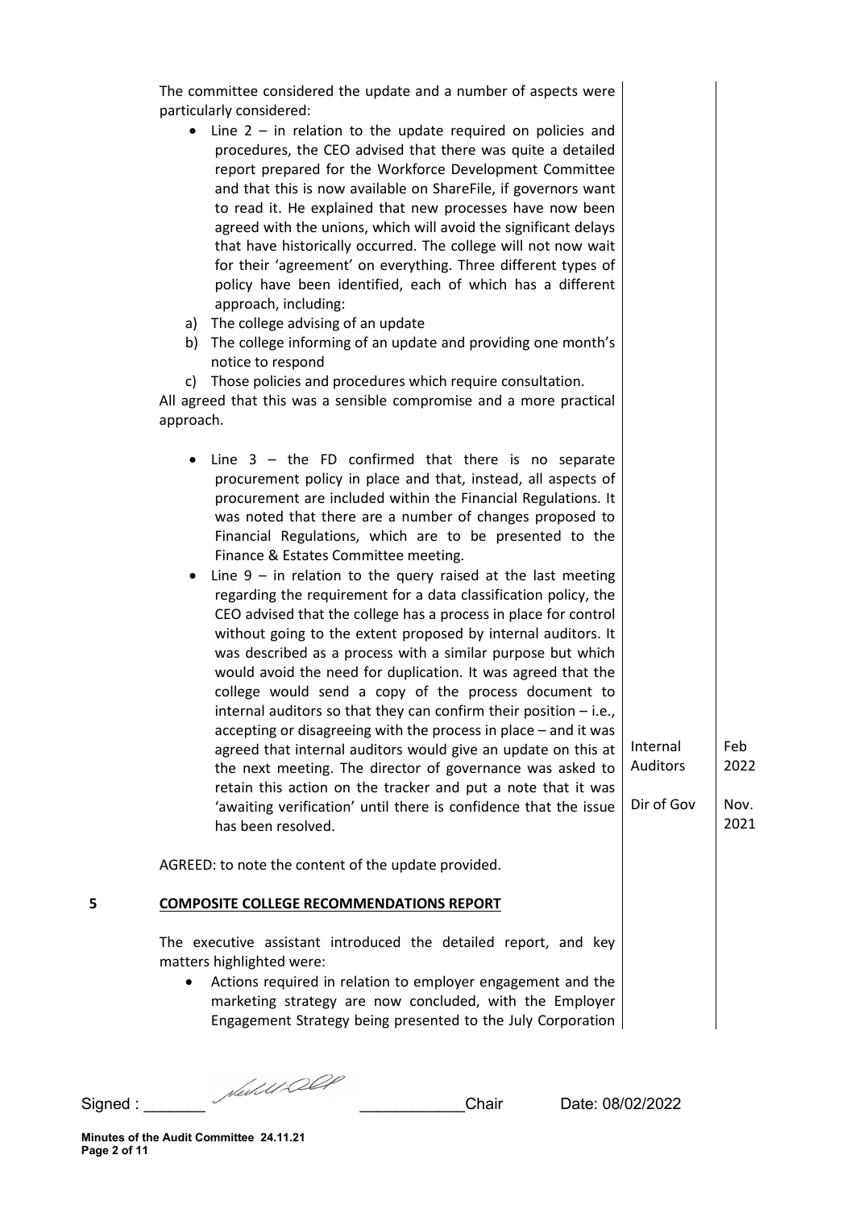The committee considered the update and a number of aspects were particularly considered:

- Line 2 – in relation to the update required on policies and procedures, the CEO advised that there was quite a detailed report prepared for the Workforce Development Committee and that this is now available on ShareFile, if governors want to read it. He explained that new processes have now been agreed with the unions, which will avoid the significant delays that have historically occurred. The college will not now wait for their 'agreement' on everything. Three different types of policy have been identified, each of which has a different approach, including:

a) The college advising of an update
b) The college informing of an update and providing one month's notice to respond
c) Those policies and procedures which require consultation.

All agreed that this was a sensible compromise and a more practical approach.

- Line 3 – the FD confirmed that there is no separate procurement policy in place and that, instead, all aspects of procurement are included within the Financial Regulations. It was noted that there are a number of changes proposed to Financial Regulations, which are to be presented to the Finance & Estates Committee meeting.
- Line 9 – in relation to the query raised at the last meeting regarding the requirement for a data classification policy, the CEO advised that the college has a process in place for control without going to the extent proposed by internal auditors. It was described as a process with a similar purpose but which would avoid the need for duplication. It was agreed that the college would send a copy of the process document to internal auditors so that they can confirm their position – i.e., accepting or disagreeing with the process in place – and it was agreed that internal auditors would give an update on this at the next meeting. The director of governance was asked to retain this action on the tracker and put a note that it was 'awaiting verification' until there is confidence that the issue has been resolved.

| Action | Date |
|---|---|
| Internal Auditors | Feb 2022 |
| Dir of Gov | Nov. 2021 |

AGREED: to note the content of the update provided.

## 5 COMPOSITE COLLEGE RECOMMENDATIONS REPORT

The executive assistant introduced the detailed report, and key matters highlighted were:

- Actions required in relation to employer engagement and the marketing strategy are now concluded, with the Employer Engagement Strategy being presented to the July Corporation

Signed : _______ [signature] ____________Chair Date: 08/02/2022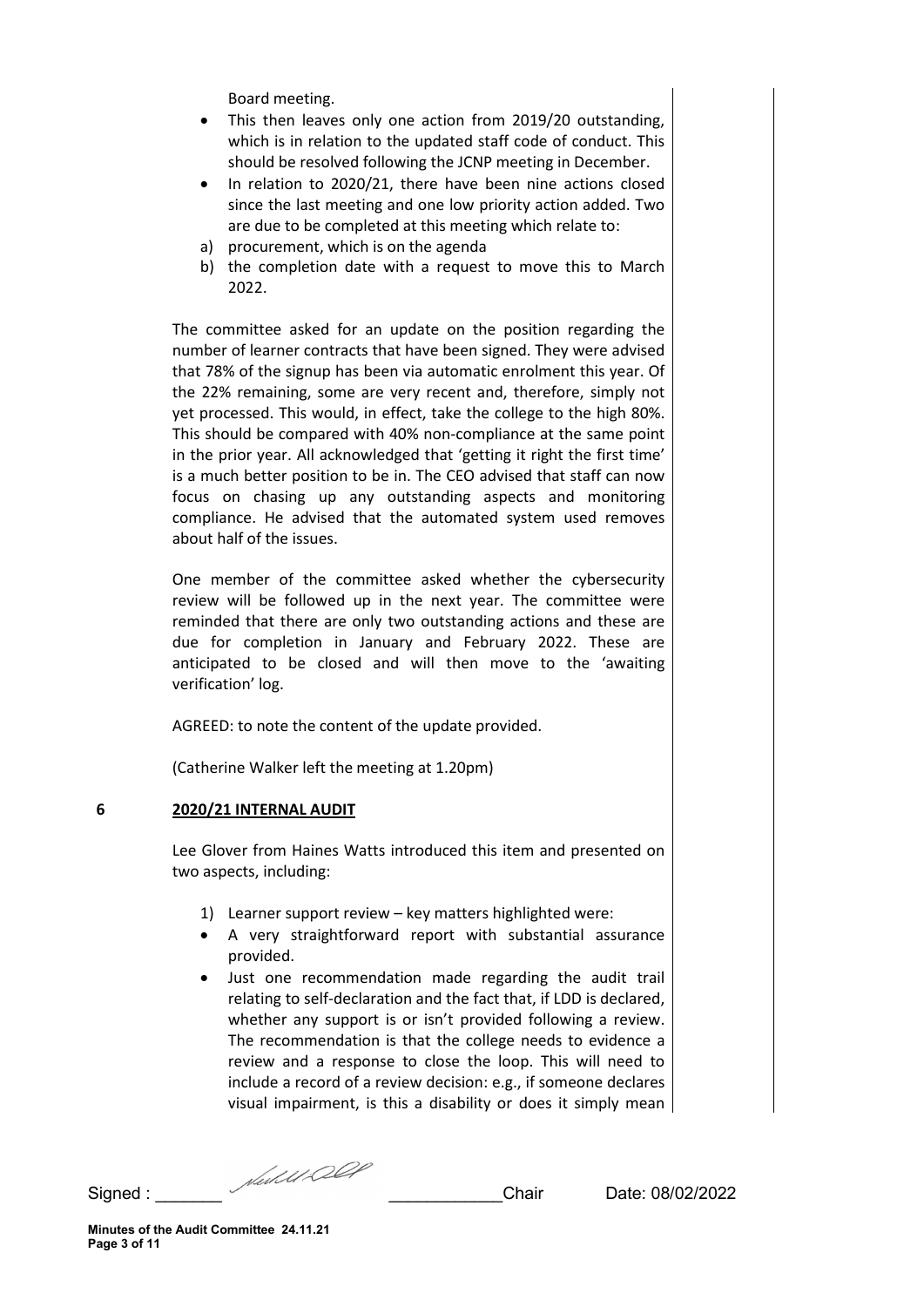Board meeting.

- This then leaves only one action from 2019/20 outstanding, which is in relation to the updated staff code of conduct. This should be resolved following the JCNP meeting in December.
- In relation to 2020/21, there have been nine actions closed since the last meeting and one low priority action added. Two are due to be completed at this meeting which relate to:

a) procurement, which is on the agenda
b) the completion date with a request to move this to March 2022.

The committee asked for an update on the position regarding the number of learner contracts that have been signed. They were advised that 78% of the signup has been via automatic enrolment this year. Of the 22% remaining, some are very recent and, therefore, simply not yet processed. This would, in effect, take the college to the high 80%. This should be compared with 40% non-compliance at the same point in the prior year. All acknowledged that 'getting it right the first time' is a much better position to be in. The CEO advised that staff can now focus on chasing up any outstanding aspects and monitoring compliance. He advised that the automated system used removes about half of the issues.

One member of the committee asked whether the cybersecurity review will be followed up in the next year. The committee were reminded that there are only two outstanding actions and these are due for completion in January and February 2022. These are anticipated to be closed and will then move to the 'awaiting verification' log.

AGREED: to note the content of the update provided.

(Catherine Walker left the meeting at 1.20pm)

**6** **2020/21 INTERNAL AUDIT**

Lee Glover from Haines Watts introduced this item and presented on two aspects, including:

1) Learner support review – key matters highlighted were:

- A very straightforward report with substantial assurance provided.
- Just one recommendation made regarding the audit trail relating to self-declaration and the fact that, if LDD is declared, whether any support is or isn't provided following a review. The recommendation is that the college needs to evidence a review and a response to close the loop. This will need to include a record of a review decision: e.g., if someone declares visual impairment, is this a disability or does it simply mean

Signed : _______ _____________Chair Date: 08/02/2022

Minutes of the Audit Committee 24.11.21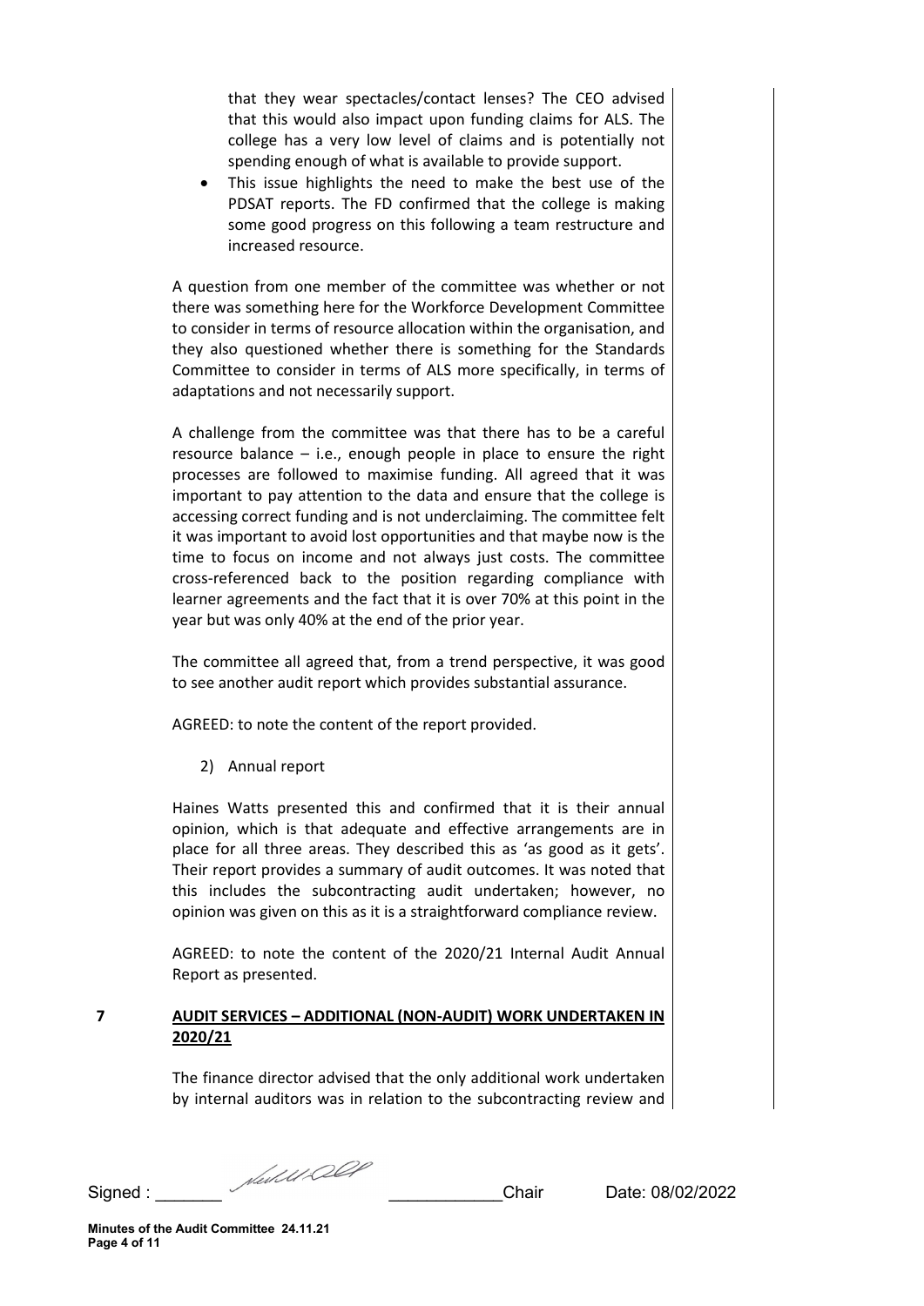that they wear spectacles/contact lenses? The CEO advised that this would also impact upon funding claims for ALS. The college has a very low level of claims and is potentially not spending enough of what is available to provide support.

- This issue highlights the need to make the best use of the PDSAT reports. The FD confirmed that the college is making some good progress on this following a team restructure and increased resource.

A question from one member of the committee was whether or not there was something here for the Workforce Development Committee to consider in terms of resource allocation within the organisation, and they also questioned whether there is something for the Standards Committee to consider in terms of ALS more specifically, in terms of adaptations and not necessarily support.

A challenge from the committee was that there has to be a careful resource balance – i.e., enough people in place to ensure the right processes are followed to maximise funding. All agreed that it was important to pay attention to the data and ensure that the college is accessing correct funding and is not underclaiming. The committee felt it was important to avoid lost opportunities and that maybe now is the time to focus on income and not always just costs. The committee cross-referenced back to the position regarding compliance with learner agreements and the fact that it is over 70% at this point in the year but was only 40% at the end of the prior year.

The committee all agreed that, from a trend perspective, it was good to see another audit report which provides substantial assurance.

AGREED: to note the content of the report provided.

2) Annual report

Haines Watts presented this and confirmed that it is their annual opinion, which is that adequate and effective arrangements are in place for all three areas. They described this as 'as good as it gets'. Their report provides a summary of audit outcomes. It was noted that this includes the subcontracting audit undertaken; however, no opinion was given on this as it is a straightforward compliance review.

AGREED: to note the content of the 2020/21 Internal Audit Annual Report as presented.

**7 AUDIT SERVICES – ADDITIONAL (NON-AUDIT) WORK UNDERTAKEN IN 2020/21**

The finance director advised that the only additional work undertaken by internal auditors was in relation to the subcontracting review and

Signed : _______ _______________Chair Date: 08/02/2022

**Minutes of the Audit Committee 24.11.21**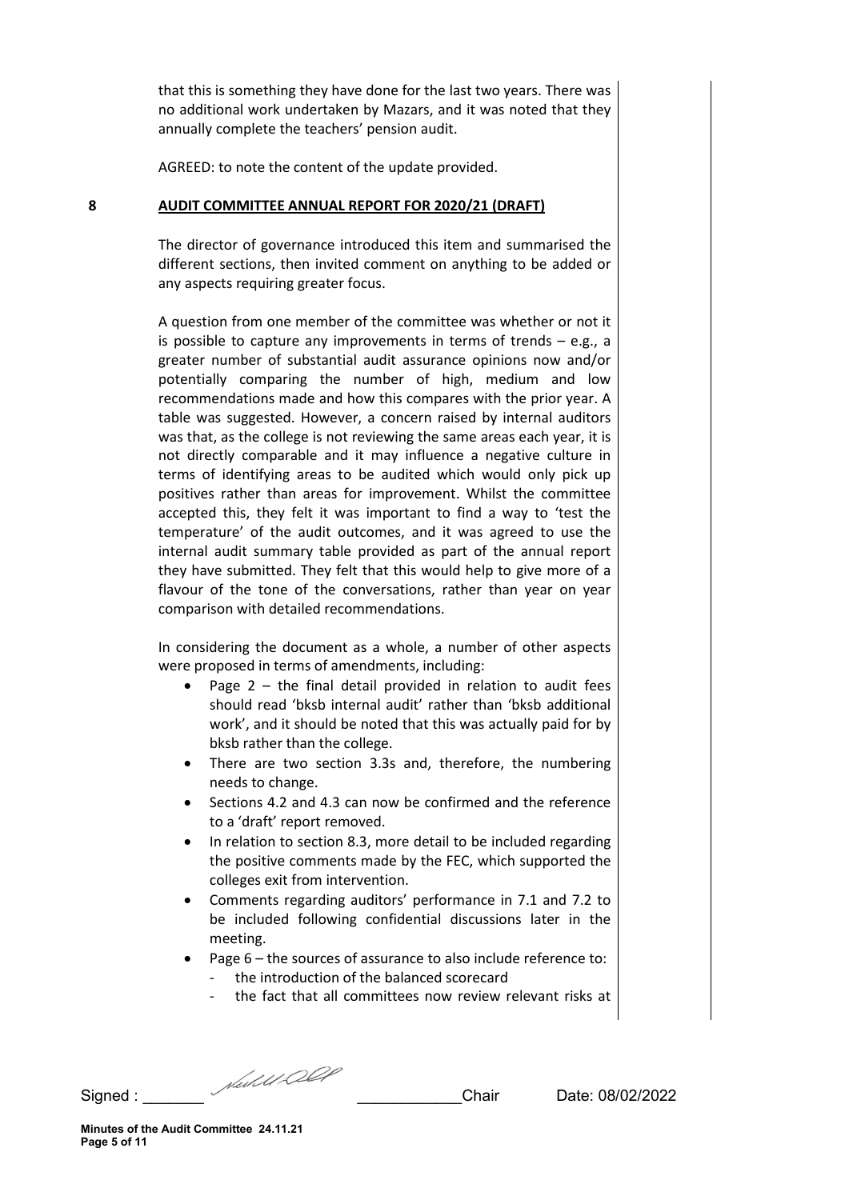that this is something they have done for the last two years. There was no additional work undertaken by Mazars, and it was noted that they annually complete the teachers' pension audit.

AGREED: to note the content of the update provided.

**8 AUDIT COMMITTEE ANNUAL REPORT FOR 2020/21 (DRAFT)**

The director of governance introduced this item and summarised the different sections, then invited comment on anything to be added or any aspects requiring greater focus.

A question from one member of the committee was whether or not it is possible to capture any improvements in terms of trends – e.g., a greater number of substantial audit assurance opinions now and/or potentially comparing the number of high, medium and low recommendations made and how this compares with the prior year. A table was suggested. However, a concern raised by internal auditors was that, as the college is not reviewing the same areas each year, it is not directly comparable and it may influence a negative culture in terms of identifying areas to be audited which would only pick up positives rather than areas for improvement. Whilst the committee accepted this, they felt it was important to find a way to 'test the temperature' of the audit outcomes, and it was agreed to use the internal audit summary table provided as part of the annual report they have submitted. They felt that this would help to give more of a flavour of the tone of the conversations, rather than year on year comparison with detailed recommendations.

In considering the document as a whole, a number of other aspects were proposed in terms of amendments, including:

- Page 2 – the final detail provided in relation to audit fees should read 'bksb internal audit' rather than 'bksb additional work', and it should be noted that this was actually paid for by bksb rather than the college.
- There are two section 3.3s and, therefore, the numbering needs to change.
- Sections 4.2 and 4.3 can now be confirmed and the reference to a 'draft' report removed.
- In relation to section 8.3, more detail to be included regarding the positive comments made by the FEC, which supported the colleges exit from intervention.
- Comments regarding auditors' performance in 7.1 and 7.2 to be included following confidential discussions later in the meeting.
- Page 6 – the sources of assurance to also include reference to:
  - the introduction of the balanced scorecard
  - the fact that all committees now review relevant risks at

Signed : _______ ____________Chair Date: 08/02/2022

**Minutes of the Audit Committee 24.11.21**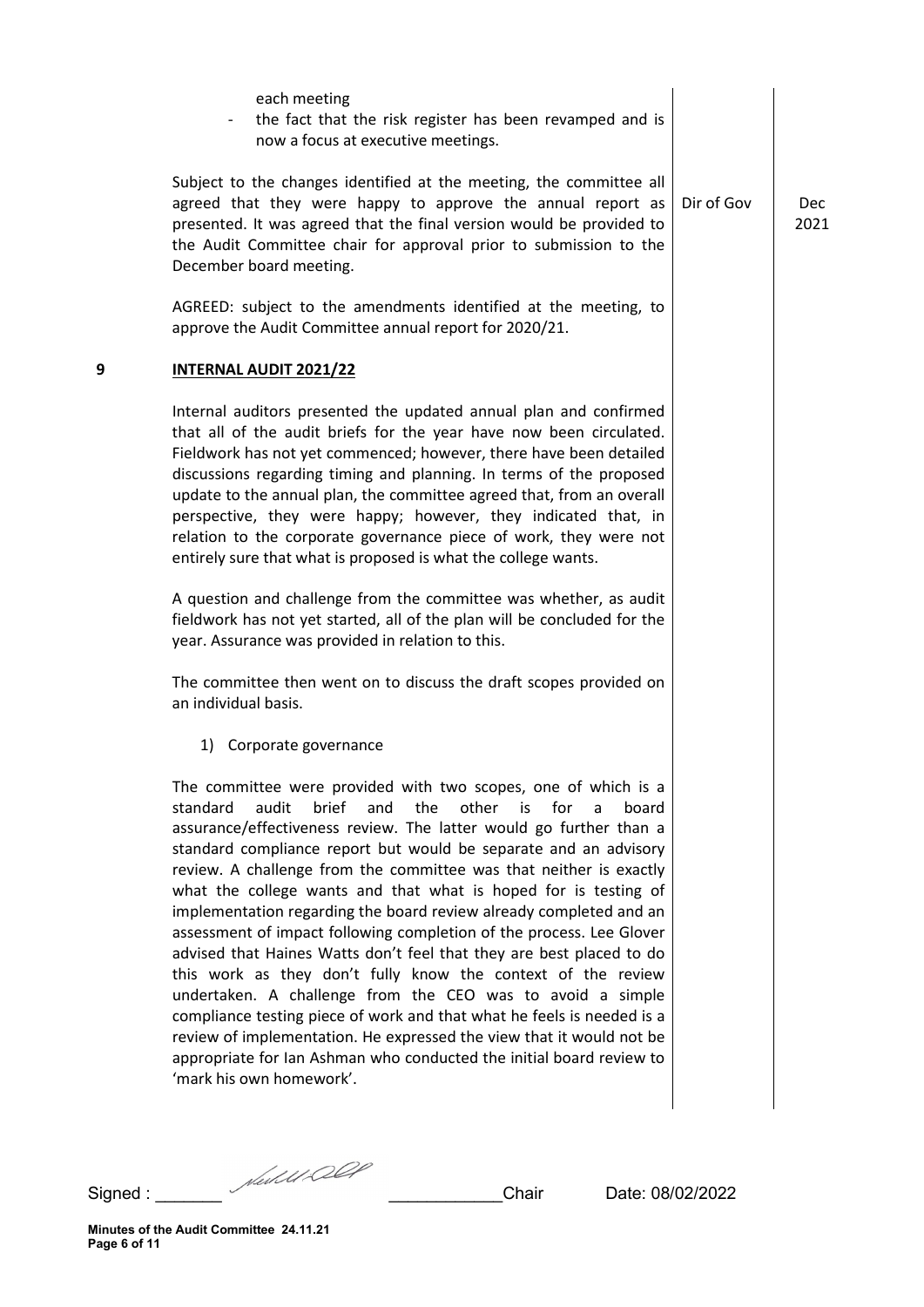each meeting

- the fact that the risk register has been revamped and is now a focus at executive meetings.

Subject to the changes identified at the meeting, the committee all agreed that they were happy to approve the annual report as presented. It was agreed that the final version would be provided to the Audit Committee chair for approval prior to submission to the December board meeting. — Dir of Gov — Dec 2021

AGREED: subject to the amendments identified at the meeting, to approve the Audit Committee annual report for 2020/21.

## 9 INTERNAL AUDIT 2021/22

Internal auditors presented the updated annual plan and confirmed that all of the audit briefs for the year have now been circulated. Fieldwork has not yet commenced; however, there have been detailed discussions regarding timing and planning. In terms of the proposed update to the annual plan, the committee agreed that, from an overall perspective, they were happy; however, they indicated that, in relation to the corporate governance piece of work, they were not entirely sure that what is proposed is what the college wants.

A question and challenge from the committee was whether, as audit fieldwork has not yet started, all of the plan will be concluded for the year. Assurance was provided in relation to this.

The committee then went on to discuss the draft scopes provided on an individual basis.

1) Corporate governance

The committee were provided with two scopes, one of which is a standard audit brief and the other is for a board assurance/effectiveness review. The latter would go further than a standard compliance report but would be separate and an advisory review. A challenge from the committee was that neither is exactly what the college wants and that what is hoped for is testing of implementation regarding the board review already completed and an assessment of impact following completion of the process. Lee Glover advised that Haines Watts don't feel that they are best placed to do this work as they don't fully know the context of the review undertaken. A challenge from the CEO was to avoid a simple compliance testing piece of work and that what he feels is needed is a review of implementation. He expressed the view that it would not be appropriate for Ian Ashman who conducted the initial board review to 'mark his own homework'.

Signed : _______ _____________Chair Date: 08/02/2022

**Minutes of the Audit Committee 24.11.21**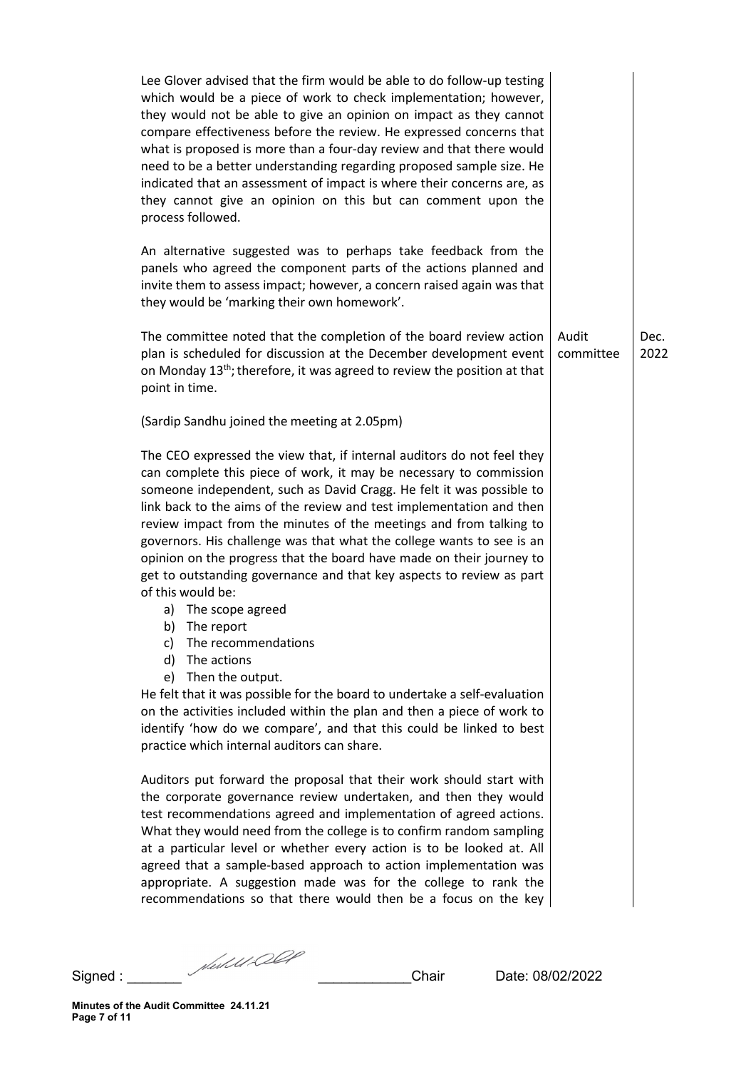Lee Glover advised that the firm would be able to do follow-up testing which would be a piece of work to check implementation; however, they would not be able to give an opinion on impact as they cannot compare effectiveness before the review. He expressed concerns that what is proposed is more than a four-day review and that there would need to be a better understanding regarding proposed sample size. He indicated that an assessment of impact is where their concerns are, as they cannot give an opinion on this but can comment upon the process followed.

An alternative suggested was to perhaps take feedback from the panels who agreed the component parts of the actions planned and invite them to assess impact; however, a concern raised again was that they would be 'marking their own homework'.

| | | |
|---|---|---|
| The committee noted that the completion of the board review action plan is scheduled for discussion at the December development event on Monday 13th; therefore, it was agreed to review the position at that point in time. | Audit committee | Dec. 2022 |

(Sardip Sandhu joined the meeting at 2.05pm)

The CEO expressed the view that, if internal auditors do not feel they can complete this piece of work, it may be necessary to commission someone independent, such as David Cragg. He felt it was possible to link back to the aims of the review and test implementation and then review impact from the minutes of the meetings and from talking to governors. His challenge was that what the college wants to see is an opinion on the progress that the board have made on their journey to get to outstanding governance and that key aspects to review as part of this would be:

a) The scope agreed
b) The report
c) The recommendations
d) The actions
e) Then the output.

He felt that it was possible for the board to undertake a self-evaluation on the activities included within the plan and then a piece of work to identify 'how do we compare', and that this could be linked to best practice which internal auditors can share.

Auditors put forward the proposal that their work should start with the corporate governance review undertaken, and then they would test recommendations agreed and implementation of agreed actions. What they would need from the college is to confirm random sampling at a particular level or whether every action is to be looked at. All agreed that a sample-based approach to action implementation was appropriate. A suggestion made was for the college to rank the recommendations so that there would then be a focus on the key

Signed : _______ _______Chair Date: 08/02/2022

**Minutes of the Audit Committee 24.11.21**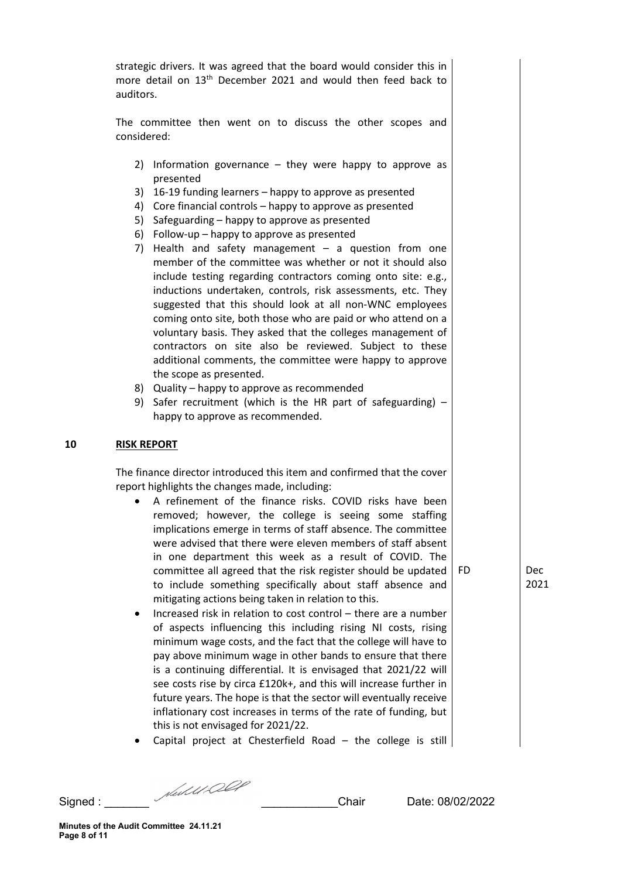strategic drivers. It was agreed that the board would consider this in more detail on 13th December 2021 and would then feed back to auditors.

The committee then went on to discuss the other scopes and considered:

2) Information governance – they were happy to approve as presented
3) 16-19 funding learners – happy to approve as presented
4) Core financial controls – happy to approve as presented
5) Safeguarding – happy to approve as presented
6) Follow-up – happy to approve as presented
7) Health and safety management – a question from one member of the committee was whether or not it should also include testing regarding contractors coming onto site: e.g., inductions undertaken, controls, risk assessments, etc. They suggested that this should look at all non-WNC employees coming onto site, both those who are paid or who attend on a voluntary basis. They asked that the colleges management of contractors on site also be reviewed. Subject to these additional comments, the committee were happy to approve the scope as presented.
8) Quality – happy to approve as recommended
9) Safer recruitment (which is the HR part of safeguarding) – happy to approve as recommended.

## 10 RISK REPORT

The finance director introduced this item and confirmed that the cover report highlights the changes made, including:

- A refinement of the finance risks. COVID risks have been removed; however, the college is seeing some staffing implications emerge in terms of staff absence. The committee were advised that there were eleven members of staff absent in one department this week as a result of COVID. The committee all agreed that the risk register should be updated to include something specifically about staff absence and mitigating actions being taken in relation to this. — **FD** — **Dec 2021**
- Increased risk in relation to cost control – there are a number of aspects influencing this including rising NI costs, rising minimum wage costs, and the fact that the college will have to pay above minimum wage in other bands to ensure that there is a continuing differential. It is envisaged that 2021/22 will see costs rise by circa £120k+, and this will increase further in future years. The hope is that the sector will eventually receive inflationary cost increases in terms of the rate of funding, but this is not envisaged for 2021/22.
- Capital project at Chesterfield Road – the college is still

Signed : _______ _____________Chair Date: 08/02/2022

Minutes of the Audit Committee 24.11.21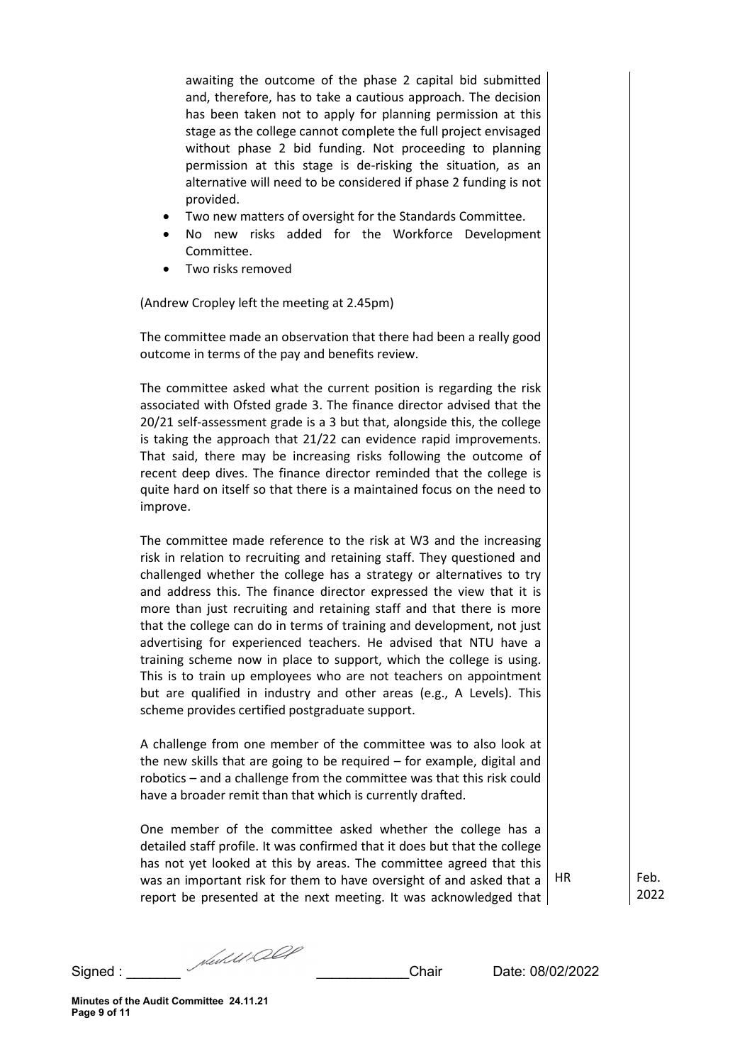awaiting the outcome of the phase 2 capital bid submitted and, therefore, has to take a cautious approach. The decision has been taken not to apply for planning permission at this stage as the college cannot complete the full project envisaged without phase 2 bid funding. Not proceeding to planning permission at this stage is de-risking the situation, as an alternative will need to be considered if phase 2 funding is not provided.

- Two new matters of oversight for the Standards Committee.
- No new risks added for the Workforce Development Committee.
- Two risks removed

(Andrew Cropley left the meeting at 2.45pm)

The committee made an observation that there had been a really good outcome in terms of the pay and benefits review.

The committee asked what the current position is regarding the risk associated with Ofsted grade 3. The finance director advised that the 20/21 self-assessment grade is a 3 but that, alongside this, the college is taking the approach that 21/22 can evidence rapid improvements. That said, there may be increasing risks following the outcome of recent deep dives. The finance director reminded that the college is quite hard on itself so that there is a maintained focus on the need to improve.

The committee made reference to the risk at W3 and the increasing risk in relation to recruiting and retaining staff. They questioned and challenged whether the college has a strategy or alternatives to try and address this. The finance director expressed the view that it is more than just recruiting and retaining staff and that there is more that the college can do in terms of training and development, not just advertising for experienced teachers. He advised that NTU have a training scheme now in place to support, which the college is using. This is to train up employees who are not teachers on appointment but are qualified in industry and other areas (e.g., A Levels). This scheme provides certified postgraduate support.

A challenge from one member of the committee was to also look at the new skills that are going to be required – for example, digital and robotics – and a challenge from the committee was that this risk could have a broader remit than that which is currently drafted.

One member of the committee asked whether the college has a detailed staff profile. It was confirmed that it does but that the college has not yet looked at this by areas. The committee agreed that this was an important risk for them to have oversight of and asked that a report be presented at the next meeting. It was acknowledged that

| | HR | Feb. 2022 |
|---|---|---|

Signed : _______ _____________Chair Date: 08/02/2022

Minutes of the Audit Committee 24.11.21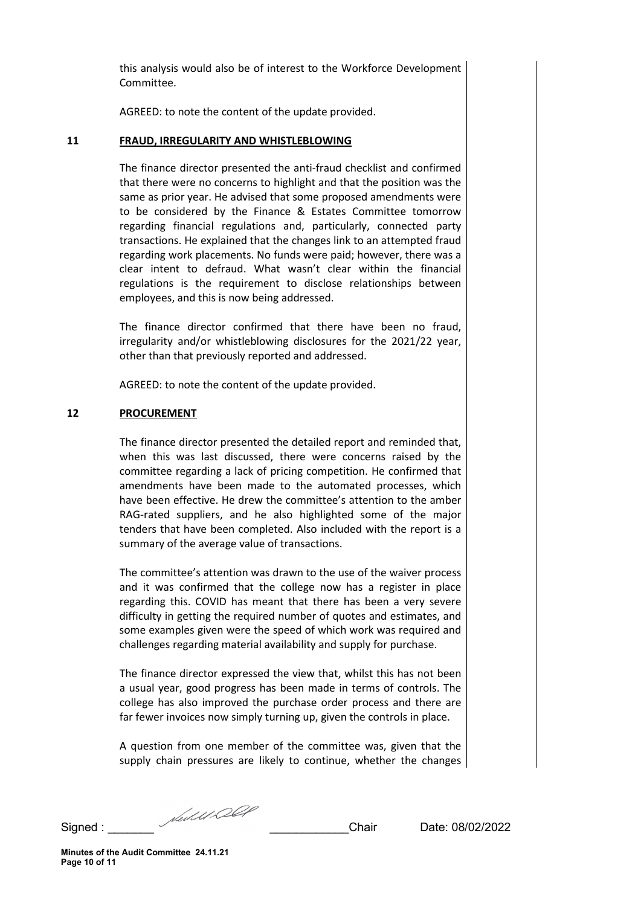this analysis would also be of interest to the Workforce Development Committee.

AGREED: to note the content of the update provided.

## 11 FRAUD, IRREGULARITY AND WHISTLEBLOWING

The finance director presented the anti-fraud checklist and confirmed that there were no concerns to highlight and that the position was the same as prior year. He advised that some proposed amendments were to be considered by the Finance & Estates Committee tomorrow regarding financial regulations and, particularly, connected party transactions. He explained that the changes link to an attempted fraud regarding work placements. No funds were paid; however, there was a clear intent to defraud. What wasn't clear within the financial regulations is the requirement to disclose relationships between employees, and this is now being addressed.

The finance director confirmed that there have been no fraud, irregularity and/or whistleblowing disclosures for the 2021/22 year, other than that previously reported and addressed.

AGREED: to note the content of the update provided.

## 12 PROCUREMENT

The finance director presented the detailed report and reminded that, when this was last discussed, there were concerns raised by the committee regarding a lack of pricing competition. He confirmed that amendments have been made to the automated processes, which have been effective. He drew the committee's attention to the amber RAG-rated suppliers, and he also highlighted some of the major tenders that have been completed. Also included with the report is a summary of the average value of transactions.

The committee's attention was drawn to the use of the waiver process and it was confirmed that the college now has a register in place regarding this. COVID has meant that there has been a very severe difficulty in getting the required number of quotes and estimates, and some examples given were the speed of which work was required and challenges regarding material availability and supply for purchase.

The finance director expressed the view that, whilst this has not been a usual year, good progress has been made in terms of controls. The college has also improved the purchase order process and there are far fewer invoices now simply turning up, given the controls in place.

A question from one member of the committee was, given that the supply chain pressures are likely to continue, whether the changes

Signed : _______ _____________Chair Date: 08/02/2022

**Minutes of the Audit Committee 24.11.21**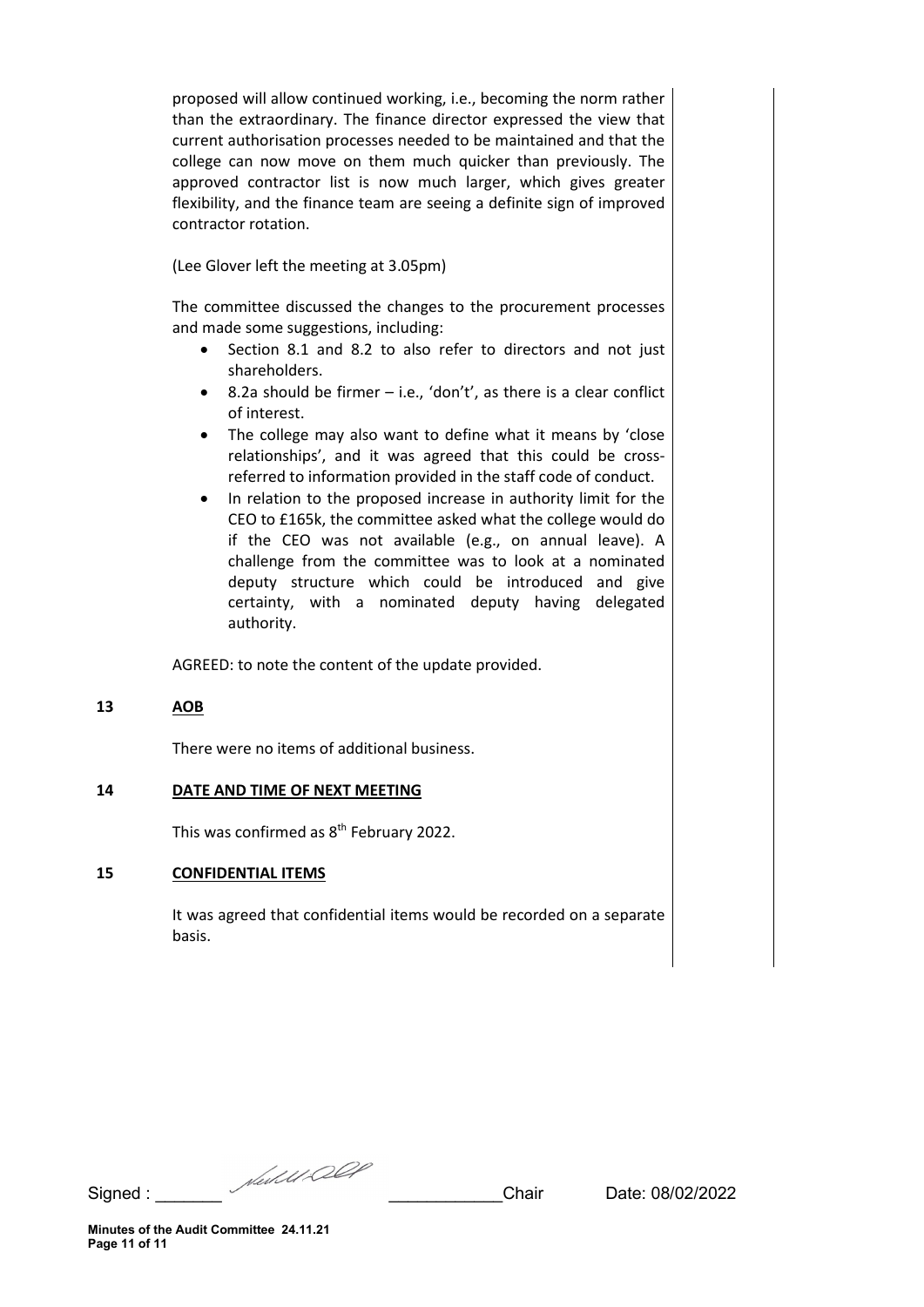proposed will allow continued working, i.e., becoming the norm rather than the extraordinary. The finance director expressed the view that current authorisation processes needed to be maintained and that the college can now move on them much quicker than previously. The approved contractor list is now much larger, which gives greater flexibility, and the finance team are seeing a definite sign of improved contractor rotation.

(Lee Glover left the meeting at 3.05pm)

The committee discussed the changes to the procurement processes and made some suggestions, including:

- Section 8.1 and 8.2 to also refer to directors and not just shareholders.
- 8.2a should be firmer – i.e., 'don't', as there is a clear conflict of interest.
- The college may also want to define what it means by 'close relationships', and it was agreed that this could be cross-referred to information provided in the staff code of conduct.
- In relation to the proposed increase in authority limit for the CEO to £165k, the committee asked what the college would do if the CEO was not available (e.g., on annual leave). A challenge from the committee was to look at a nominated deputy structure which could be introduced and give certainty, with a nominated deputy having delegated authority.

AGREED: to note the content of the update provided.

## 13 AOB

There were no items of additional business.

## 14 DATE AND TIME OF NEXT MEETING

This was confirmed as 8th February 2022.

## 15 CONFIDENTIAL ITEMS

It was agreed that confidential items would be recorded on a separate basis.

Signed : \_\_\_\_\_\_\_ \_\_\_\_\_\_\_\_\_\_\_\_Chair Date: 08/02/2022

**Minutes of the Audit Committee 24.11.21**